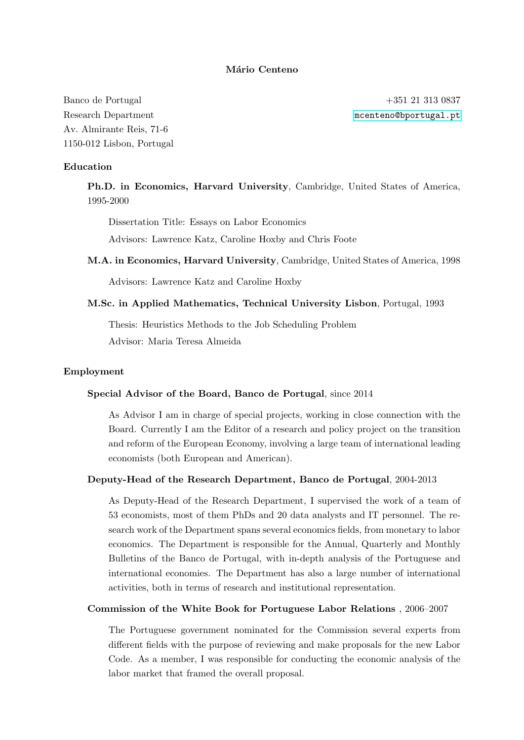# Mário Centeno

Banco de Portugal
Research Department
Av. Almirante Reis, 71-6
1150-012 Lisbon, Portugal

+351 21 313 0837
mcenteno@bportugal.pt

## Education

**Ph.D. in Economics, Harvard University**, Cambridge, United States of America, 1995-2000

Dissertation Title: Essays on Labor Economics

Advisors: Lawrence Katz, Caroline Hoxby and Chris Foote

**M.A. in Economics, Harvard University**, Cambridge, United States of America, 1998

Advisors: Lawrence Katz and Caroline Hoxby

**M.Sc. in Applied Mathematics, Technical University Lisbon**, Portugal, 1993

Thesis: Heuristics Methods to the Job Scheduling Problem

Advisor: Maria Teresa Almeida

## Employment

**Special Advisor of the Board, Banco de Portugal**, since 2014

As Advisor I am in charge of special projects, working in close connection with the Board. Currently I am the Editor of a research and policy project on the transition and reform of the European Economy, involving a large team of international leading economists (both European and American).

**Deputy-Head of the Research Department, Banco de Portugal**, 2004-2013

As Deputy-Head of the Research Department, I supervised the work of a team of 53 economists, most of them PhDs and 20 data analysts and IT personnel. The research work of the Department spans several economics fields, from monetary to labor economics. The Department is responsible for the Annual, Quarterly and Monthly Bulletins of the Banco de Portugal, with in-depth analysis of the Portuguese and international economies. The Department has also a large number of international activities, both in terms of research and institutional representation.

**Commission of the White Book for Portuguese Labor Relations** , 2006–2007

The Portuguese government nominated for the Commission several experts from different fields with the purpose of reviewing and make proposals for the new Labor Code. As a member, I was responsible for conducting the economic analysis of the labor market that framed the overall proposal.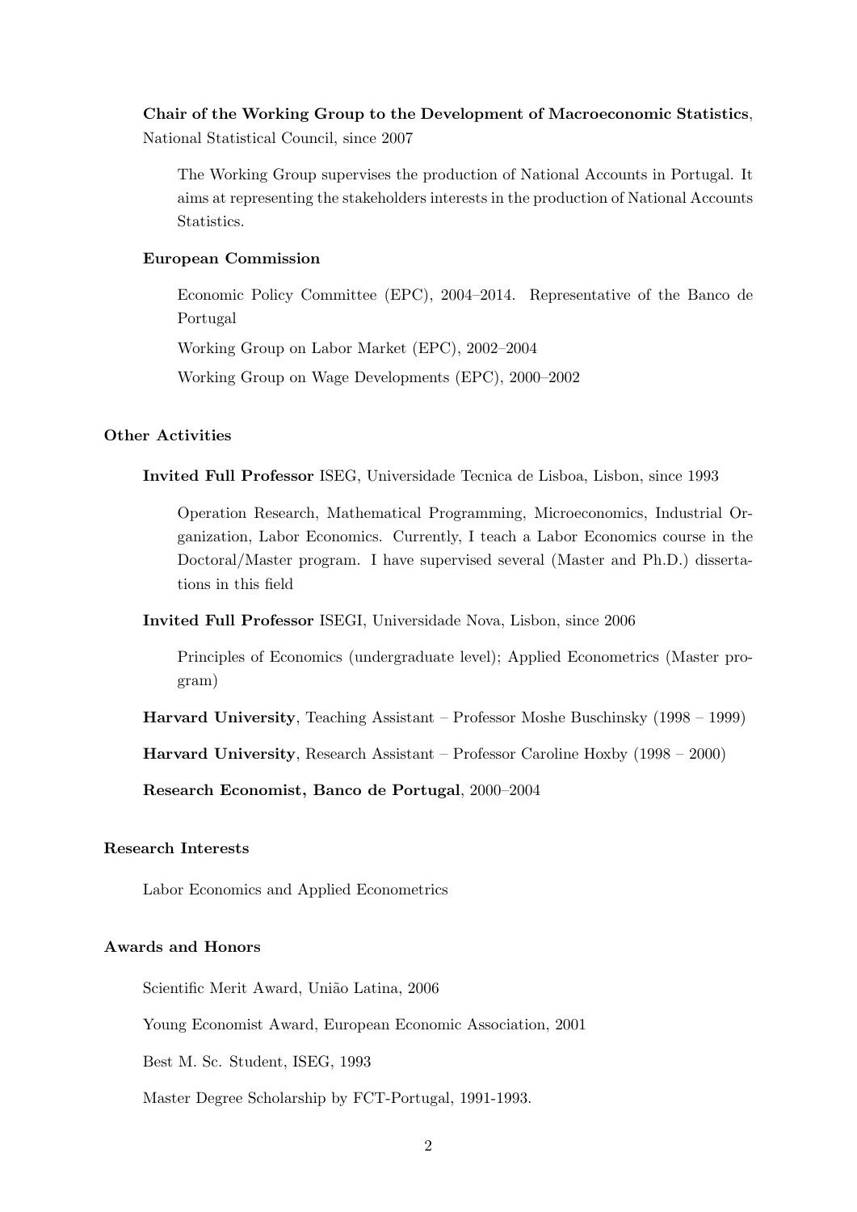**Chair of the Working Group to the Development of Macroeconomic Statistics**, National Statistical Council, since 2007

The Working Group supervises the production of National Accounts in Portugal. It aims at representing the stakeholders interests in the production of National Accounts Statistics.

**European Commission**

Economic Policy Committee (EPC), 2004–2014. Representative of the Banco de Portugal

Working Group on Labor Market (EPC), 2002–2004

Working Group on Wage Developments (EPC), 2000–2002

## Other Activities

**Invited Full Professor** ISEG, Universidade Tecnica de Lisboa, Lisbon, since 1993

Operation Research, Mathematical Programming, Microeconomics, Industrial Organization, Labor Economics. Currently, I teach a Labor Economics course in the Doctoral/Master program. I have supervised several (Master and Ph.D.) dissertations in this field

**Invited Full Professor** ISEGI, Universidade Nova, Lisbon, since 2006

Principles of Economics (undergraduate level); Applied Econometrics (Master program)

**Harvard University**, Teaching Assistant – Professor Moshe Buschinsky (1998 – 1999)

**Harvard University**, Research Assistant – Professor Caroline Hoxby (1998 – 2000)

**Research Economist, Banco de Portugal**, 2000–2004

## Research Interests

Labor Economics and Applied Econometrics

## Awards and Honors

Scientific Merit Award, União Latina, 2006

Young Economist Award, European Economic Association, 2001

Best M. Sc. Student, ISEG, 1993

Master Degree Scholarship by FCT-Portugal, 1991-1993.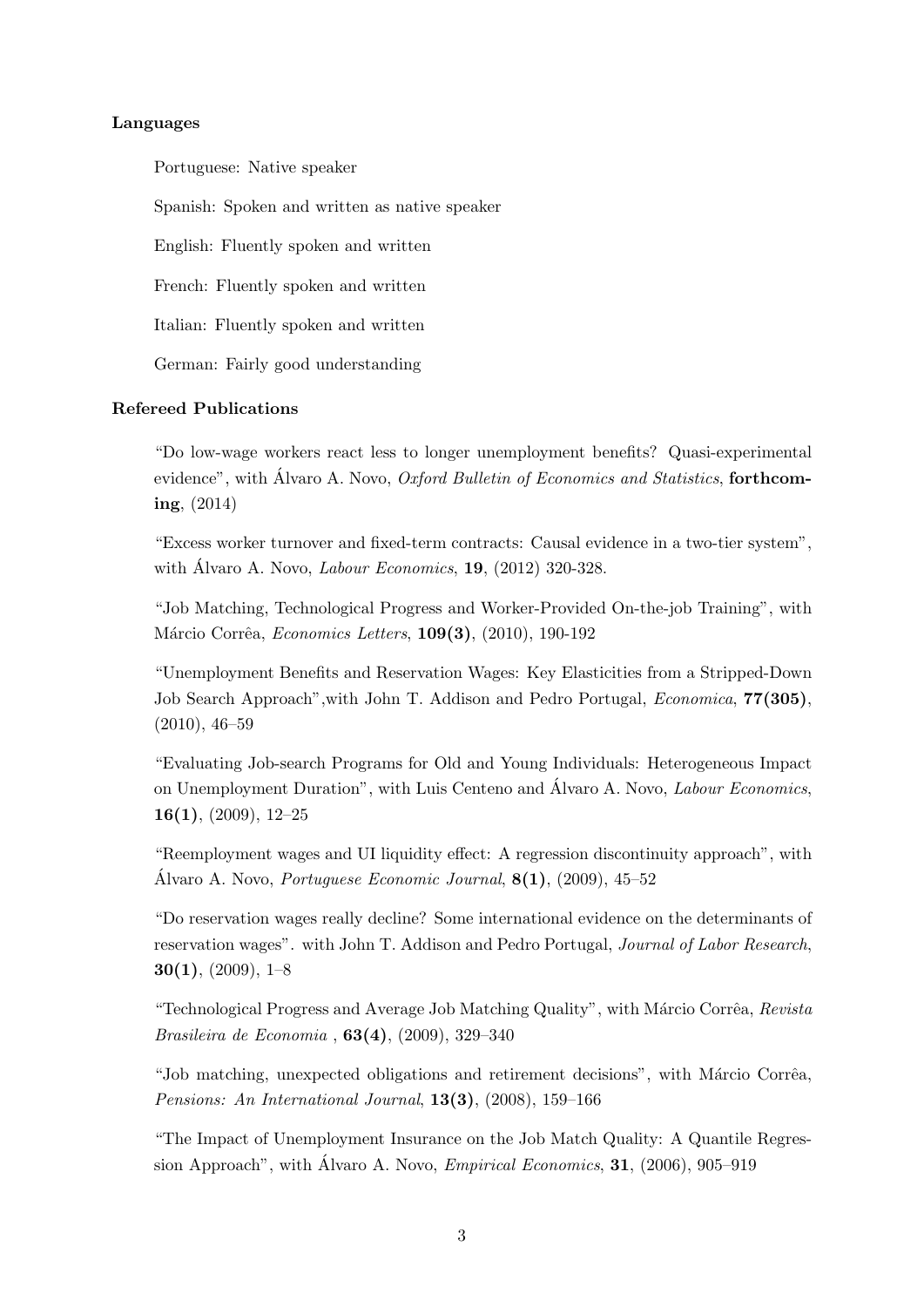### Languages

Portuguese: Native speaker

Spanish: Spoken and written as native speaker

English: Fluently spoken and written

French: Fluently spoken and written

Italian: Fluently spoken and written

German: Fairly good understanding

### Refereed Publications

"Do low-wage workers react less to longer unemployment benefits? Quasi-experimental evidence", with Álvaro A. Novo, *Oxford Bulletin of Economics and Statistics*, **forthcoming**, (2014)

"Excess worker turnover and fixed-term contracts: Causal evidence in a two-tier system", with Álvaro A. Novo, *Labour Economics*, **19**, (2012) 320-328.

"Job Matching, Technological Progress and Worker-Provided On-the-job Training", with Márcio Corrêa, *Economics Letters*, **109(3)**, (2010), 190-192

"Unemployment Benefits and Reservation Wages: Key Elasticities from a Stripped-Down Job Search Approach",with John T. Addison and Pedro Portugal, *Economica*, **77(305)**, (2010), 46–59

"Evaluating Job-search Programs for Old and Young Individuals: Heterogeneous Impact on Unemployment Duration", with Luis Centeno and Álvaro A. Novo, *Labour Economics*, **16(1)**, (2009), 12–25

"Reemployment wages and UI liquidity effect: A regression discontinuity approach", with Álvaro A. Novo, *Portuguese Economic Journal*, **8(1)**, (2009), 45–52

"Do reservation wages really decline? Some international evidence on the determinants of reservation wages". with John T. Addison and Pedro Portugal, *Journal of Labor Research*, **30(1)**, (2009), 1–8

"Technological Progress and Average Job Matching Quality", with Márcio Corrêa, *Revista Brasileira de Economia* , **63(4)**, (2009), 329–340

"Job matching, unexpected obligations and retirement decisions", with Márcio Corrêa, *Pensions: An International Journal*, **13(3)**, (2008), 159–166

"The Impact of Unemployment Insurance on the Job Match Quality: A Quantile Regression Approach", with Álvaro A. Novo, *Empirical Economics*, **31**, (2006), 905–919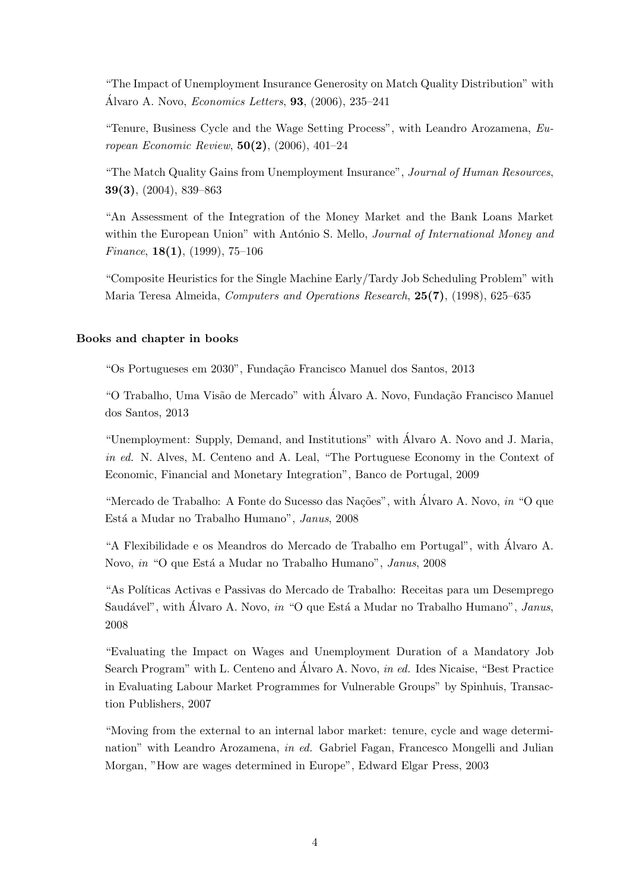"The Impact of Unemployment Insurance Generosity on Match Quality Distribution" with Álvaro A. Novo, *Economics Letters*, **93**, (2006), 235–241

"Tenure, Business Cycle and the Wage Setting Process", with Leandro Arozamena, *European Economic Review*, **50(2)**, (2006), 401–24

"The Match Quality Gains from Unemployment Insurance", *Journal of Human Resources*, **39(3)**, (2004), 839–863

"An Assessment of the Integration of the Money Market and the Bank Loans Market within the European Union" with António S. Mello, *Journal of International Money and Finance*, **18(1)**, (1999), 75–106

"Composite Heuristics for the Single Machine Early/Tardy Job Scheduling Problem" with Maria Teresa Almeida, *Computers and Operations Research*, **25(7)**, (1998), 625–635

### Books and chapter in books

"Os Portugueses em 2030", Fundação Francisco Manuel dos Santos, 2013

"O Trabalho, Uma Visão de Mercado" with Álvaro A. Novo, Fundação Francisco Manuel dos Santos, 2013

"Unemployment: Supply, Demand, and Institutions" with Álvaro A. Novo and J. Maria, *in ed.* N. Alves, M. Centeno and A. Leal, "The Portuguese Economy in the Context of Economic, Financial and Monetary Integration", Banco de Portugal, 2009

"Mercado de Trabalho: A Fonte do Sucesso das Nações", with Álvaro A. Novo, *in* "O que Está a Mudar no Trabalho Humano", *Janus*, 2008

"A Flexibilidade e os Meandros do Mercado de Trabalho em Portugal", with Álvaro A. Novo, *in* "O que Está a Mudar no Trabalho Humano", *Janus*, 2008

"As Políticas Activas e Passivas do Mercado de Trabalho: Receitas para um Desemprego Saudável", with Álvaro A. Novo, *in* "O que Está a Mudar no Trabalho Humano", *Janus*, 2008

"Evaluating the Impact on Wages and Unemployment Duration of a Mandatory Job Search Program" with L. Centeno and Álvaro A. Novo, *in ed.* Ides Nicaise, "Best Practice in Evaluating Labour Market Programmes for Vulnerable Groups" by Spinhuis, Transaction Publishers, 2007

"Moving from the external to an internal labor market: tenure, cycle and wage determination" with Leandro Arozamena, *in ed.* Gabriel Fagan, Francesco Mongelli and Julian Morgan, "How are wages determined in Europe", Edward Elgar Press, 2003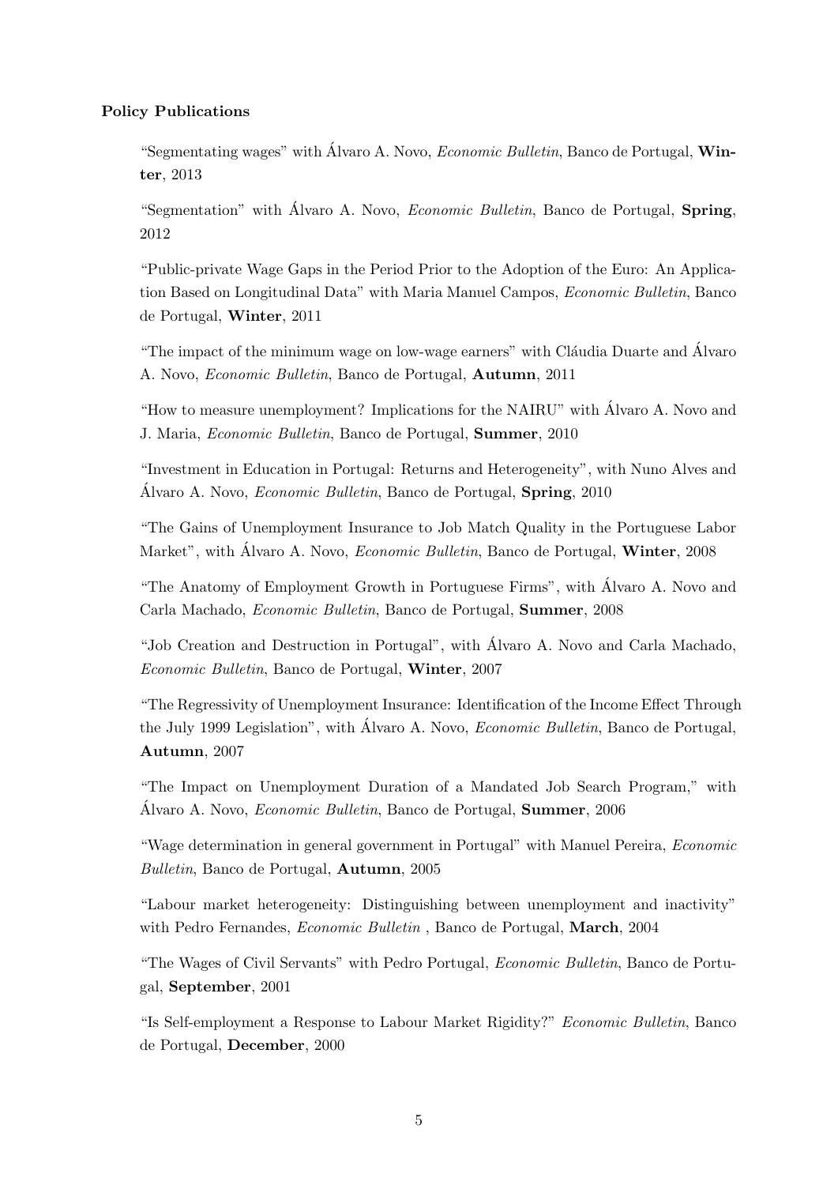**Policy Publications**

"Segmentating wages" with Álvaro A. Novo, *Economic Bulletin*, Banco de Portugal, **Winter**, 2013

"Segmentation" with Álvaro A. Novo, *Economic Bulletin*, Banco de Portugal, **Spring**, 2012

"Public-private Wage Gaps in the Period Prior to the Adoption of the Euro: An Application Based on Longitudinal Data" with Maria Manuel Campos, *Economic Bulletin*, Banco de Portugal, **Winter**, 2011

"The impact of the minimum wage on low-wage earners" with Cláudia Duarte and Álvaro A. Novo, *Economic Bulletin*, Banco de Portugal, **Autumn**, 2011

"How to measure unemployment? Implications for the NAIRU" with Álvaro A. Novo and J. Maria, *Economic Bulletin*, Banco de Portugal, **Summer**, 2010

"Investment in Education in Portugal: Returns and Heterogeneity", with Nuno Alves and Álvaro A. Novo, *Economic Bulletin*, Banco de Portugal, **Spring**, 2010

"The Gains of Unemployment Insurance to Job Match Quality in the Portuguese Labor Market", with Álvaro A. Novo, *Economic Bulletin*, Banco de Portugal, **Winter**, 2008

"The Anatomy of Employment Growth in Portuguese Firms", with Álvaro A. Novo and Carla Machado, *Economic Bulletin*, Banco de Portugal, **Summer**, 2008

"Job Creation and Destruction in Portugal", with Álvaro A. Novo and Carla Machado, *Economic Bulletin*, Banco de Portugal, **Winter**, 2007

"The Regressivity of Unemployment Insurance: Identification of the Income Effect Through the July 1999 Legislation", with Álvaro A. Novo, *Economic Bulletin*, Banco de Portugal, **Autumn**, 2007

"The Impact on Unemployment Duration of a Mandated Job Search Program," with Álvaro A. Novo, *Economic Bulletin*, Banco de Portugal, **Summer**, 2006

"Wage determination in general government in Portugal" with Manuel Pereira, *Economic Bulletin*, Banco de Portugal, **Autumn**, 2005

"Labour market heterogeneity: Distinguishing between unemployment and inactivity" with Pedro Fernandes, *Economic Bulletin* , Banco de Portugal, **March**, 2004

"The Wages of Civil Servants" with Pedro Portugal, *Economic Bulletin*, Banco de Portugal, **September**, 2001

"Is Self-employment a Response to Labour Market Rigidity?" *Economic Bulletin*, Banco de Portugal, **December**, 2000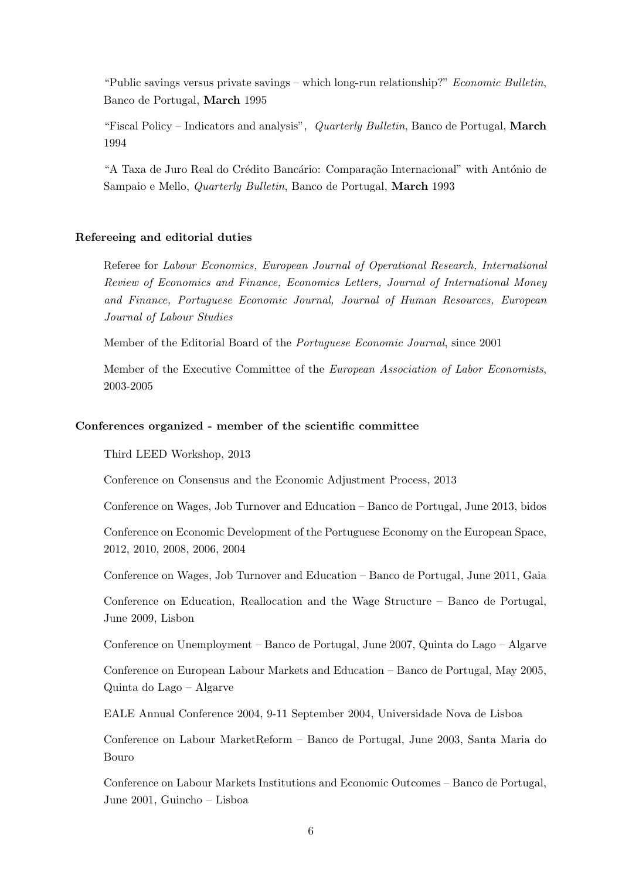"Public savings versus private savings – which long-run relationship?" *Economic Bulletin*, Banco de Portugal, **March** 1995

"Fiscal Policy – Indicators and analysis", *Quarterly Bulletin*, Banco de Portugal, **March** 1994

"A Taxa de Juro Real do Crédito Bancário: Comparação Internacional" with António de Sampaio e Mello, *Quarterly Bulletin*, Banco de Portugal, **March** 1993

### Refereeing and editorial duties

Referee for *Labour Economics, European Journal of Operational Research, International Review of Economics and Finance, Economics Letters, Journal of International Money and Finance, Portuguese Economic Journal, Journal of Human Resources, European Journal of Labour Studies*

Member of the Editorial Board of the *Portuguese Economic Journal*, since 2001

Member of the Executive Committee of the *European Association of Labor Economists*, 2003-2005

### Conferences organized - member of the scientific committee

Third LEED Workshop, 2013

Conference on Consensus and the Economic Adjustment Process, 2013

Conference on Wages, Job Turnover and Education – Banco de Portugal, June 2013, bidos

Conference on Economic Development of the Portuguese Economy on the European Space, 2012, 2010, 2008, 2006, 2004

Conference on Wages, Job Turnover and Education – Banco de Portugal, June 2011, Gaia

Conference on Education, Reallocation and the Wage Structure – Banco de Portugal, June 2009, Lisbon

Conference on Unemployment – Banco de Portugal, June 2007, Quinta do Lago – Algarve

Conference on European Labour Markets and Education – Banco de Portugal, May 2005, Quinta do Lago – Algarve

EALE Annual Conference 2004, 9-11 September 2004, Universidade Nova de Lisboa

Conference on Labour MarketReform – Banco de Portugal, June 2003, Santa Maria do Bouro

Conference on Labour Markets Institutions and Economic Outcomes – Banco de Portugal, June 2001, Guincho – Lisboa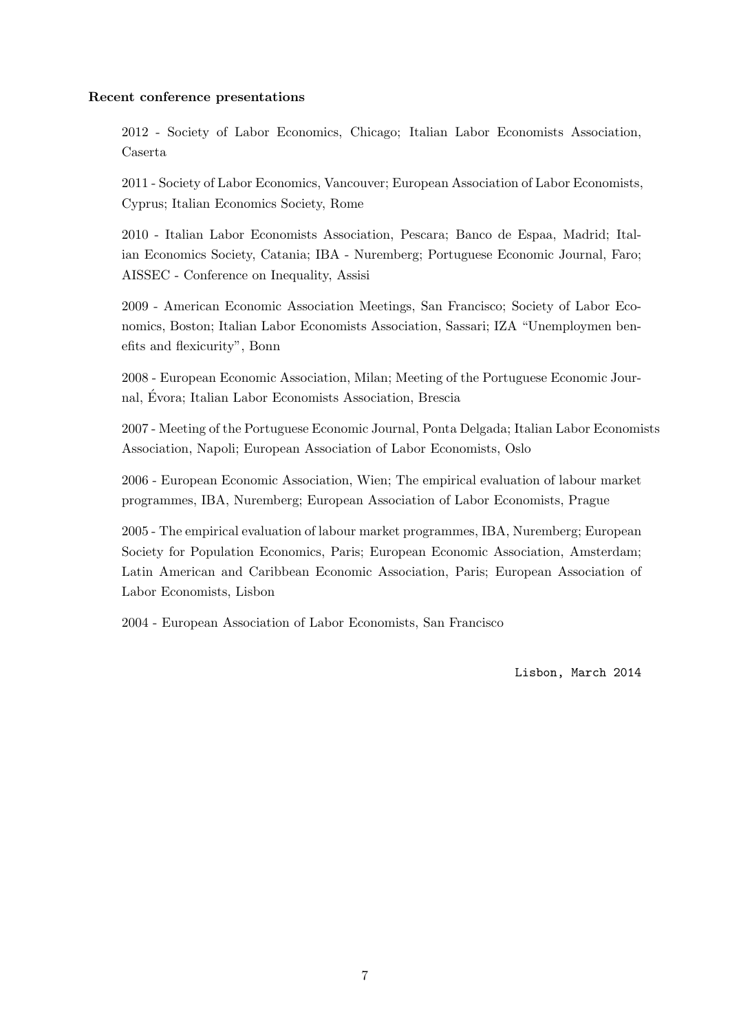**Recent conference presentations**

2012 - Society of Labor Economics, Chicago; Italian Labor Economists Association, Caserta

2011 - Society of Labor Economics, Vancouver; European Association of Labor Economists, Cyprus; Italian Economics Society, Rome

2010 - Italian Labor Economists Association, Pescara; Banco de Espaa, Madrid; Italian Economics Society, Catania; IBA - Nuremberg; Portuguese Economic Journal, Faro; AISSEC - Conference on Inequality, Assisi

2009 - American Economic Association Meetings, San Francisco; Society of Labor Economics, Boston; Italian Labor Economists Association, Sassari; IZA "Unemploymen benefits and flexicurity", Bonn

2008 - European Economic Association, Milan; Meeting of the Portuguese Economic Journal, Évora; Italian Labor Economists Association, Brescia

2007 - Meeting of the Portuguese Economic Journal, Ponta Delgada; Italian Labor Economists Association, Napoli; European Association of Labor Economists, Oslo

2006 - European Economic Association, Wien; The empirical evaluation of labour market programmes, IBA, Nuremberg; European Association of Labor Economists, Prague

2005 - The empirical evaluation of labour market programmes, IBA, Nuremberg; European Society for Population Economics, Paris; European Economic Association, Amsterdam; Latin American and Caribbean Economic Association, Paris; European Association of Labor Economists, Lisbon

2004 - European Association of Labor Economists, San Francisco

Lisbon, March 2014